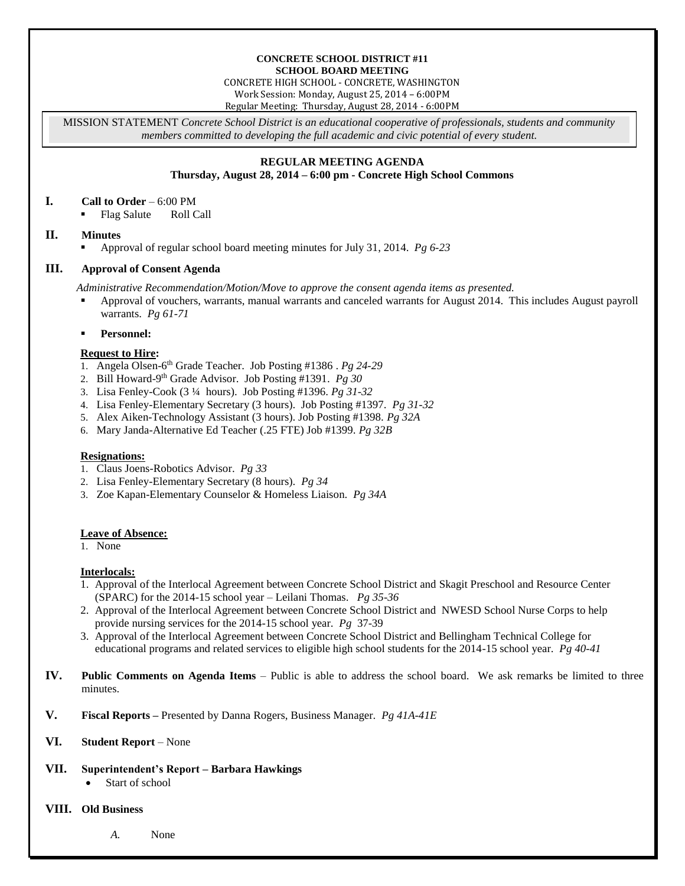**CONCRETE SCHOOL DISTRICT #11**
**SCHOOL BOARD MEETING**
CONCRETE HIGH SCHOOL - CONCRETE, WASHINGTON
Work Session: Monday, August 25, 2014 – 6:00PM
Regular Meeting: Thursday, August 28, 2014 - 6:00PM

MISSION STATEMENT *Concrete School District is an educational cooperative of professionals, students and community members committed to developing the full academic and civic potential of every student.*

## REGULAR MEETING AGENDA
### Thursday, August 28, 2014 – 6:00 pm - Concrete High School Commons

**I. Call to Order** – 6:00 PM

- Flag Salute  Roll Call

**II. Minutes**

- Approval of regular school board meeting minutes for July 31, 2014. *Pg 6-23*

**III. Approval of Consent Agenda**

*Administrative Recommendation/Motion/Move to approve the consent agenda items as presented.*

- Approval of vouchers, warrants, manual warrants and canceled warrants for August 2014. This includes August payroll warrants. *Pg 61-71*
- **Personnel:**

**Request to Hire:**

1. Angela Olsen-6th Grade Teacher. Job Posting #1386 . *Pg 24-29*
2. Bill Howard-9th Grade Advisor. Job Posting #1391. *Pg 30*
3. Lisa Fenley-Cook (3 ¼ hours). Job Posting #1396. *Pg 31-32*
4. Lisa Fenley-Elementary Secretary (3 hours). Job Posting #1397. *Pg 31-32*
5. Alex Aiken-Technology Assistant (3 hours). Job Posting #1398. *Pg 32A*
6. Mary Janda-Alternative Ed Teacher (.25 FTE) Job #1399. *Pg 32B*

**Resignations:**

1. Claus Joens-Robotics Advisor. *Pg 33*
2. Lisa Fenley-Elementary Secretary (8 hours). *Pg 34*
3. Zoe Kapan-Elementary Counselor & Homeless Liaison. *Pg 34A*

**Leave of Absence:**

1. None

**Interlocals:**

1. Approval of the Interlocal Agreement between Concrete School District and Skagit Preschool and Resource Center (SPARC) for the 2014-15 school year – Leilani Thomas. *Pg 35-36*
2. Approval of the Interlocal Agreement between Concrete School District and NWESD School Nurse Corps to help provide nursing services for the 2014-15 school year. *Pg* 37-39
3. Approval of the Interlocal Agreement between Concrete School District and Bellingham Technical College for educational programs and related services to eligible high school students for the 2014-15 school year. *Pg 40-41*

**IV. Public Comments on Agenda Items** – Public is able to address the school board. We ask remarks be limited to three minutes.

**V. Fiscal Reports –** Presented by Danna Rogers, Business Manager. *Pg 41A-41E*

**VI. Student Report** – None

**VII. Superintendent's Report – Barbara Hawkings**

- Start of school

**VIII. Old Business**

*A.* None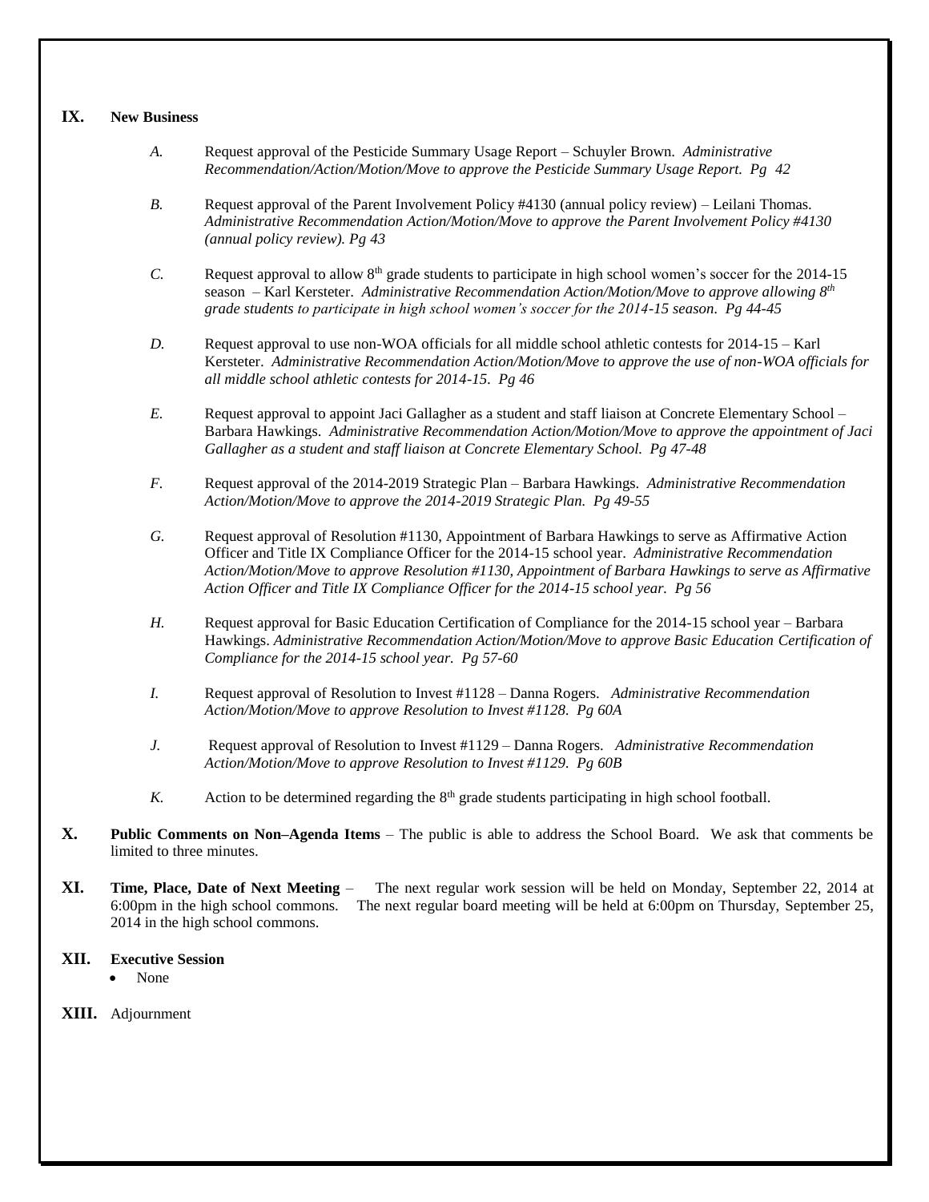## IX. New Business

*A.* Request approval of the Pesticide Summary Usage Report – Schuyler Brown. *Administrative Recommendation/Action/Motion/Move to approve the Pesticide Summary Usage Report. Pg 42*

*B.* Request approval of the Parent Involvement Policy #4130 (annual policy review) – Leilani Thomas. *Administrative Recommendation Action/Motion/Move to approve the Parent Involvement Policy #4130 (annual policy review). Pg 43*

*C.* Request approval to allow 8th grade students to participate in high school women's soccer for the 2014-15 season – Karl Kersteter. *Administrative Recommendation Action/Motion/Move to approve allowing 8th grade students to participate in high school women's soccer for the 2014-15 season. Pg 44-45*

*D.* Request approval to use non-WOA officials for all middle school athletic contests for 2014-15 – Karl Kersteter. *Administrative Recommendation Action/Motion/Move to approve the use of non-WOA officials for all middle school athletic contests for 2014-15. Pg 46*

*E.* Request approval to appoint Jaci Gallagher as a student and staff liaison at Concrete Elementary School – Barbara Hawkings. *Administrative Recommendation Action/Motion/Move to approve the appointment of Jaci Gallagher as a student and staff liaison at Concrete Elementary School. Pg 47-48*

*F.* Request approval of the 2014-2019 Strategic Plan – Barbara Hawkings. *Administrative Recommendation Action/Motion/Move to approve the 2014-2019 Strategic Plan. Pg 49-55*

*G.* Request approval of Resolution #1130, Appointment of Barbara Hawkings to serve as Affirmative Action Officer and Title IX Compliance Officer for the 2014-15 school year. *Administrative Recommendation Action/Motion/Move to approve Resolution #1130, Appointment of Barbara Hawkings to serve as Affirmative Action Officer and Title IX Compliance Officer for the 2014-15 school year. Pg 56*

*H.* Request approval for Basic Education Certification of Compliance for the 2014-15 school year – Barbara Hawkings. *Administrative Recommendation Action/Motion/Move to approve Basic Education Certification of Compliance for the 2014-15 school year. Pg 57-60*

*I.* Request approval of Resolution to Invest #1128 – Danna Rogers. *Administrative Recommendation Action/Motion/Move to approve Resolution to Invest #1128. Pg 60A*

*J.* Request approval of Resolution to Invest #1129 – Danna Rogers. *Administrative Recommendation Action/Motion/Move to approve Resolution to Invest #1129. Pg 60B*

*K.* Action to be determined regarding the 8th grade students participating in high school football.

## X. Public Comments on Non–Agenda Items

**X. Public Comments on Non–Agenda Items** – The public is able to address the School Board. We ask that comments be limited to three minutes.

## XI. Time, Place, Date of Next Meeting

**XI. Time, Place, Date of Next Meeting** – The next regular work session will be held on Monday, September 22, 2014 at 6:00pm in the high school commons. The next regular board meeting will be held at 6:00pm on Thursday, September 25, 2014 in the high school commons.

## XII. Executive Session

- None

## XIII. Adjournment